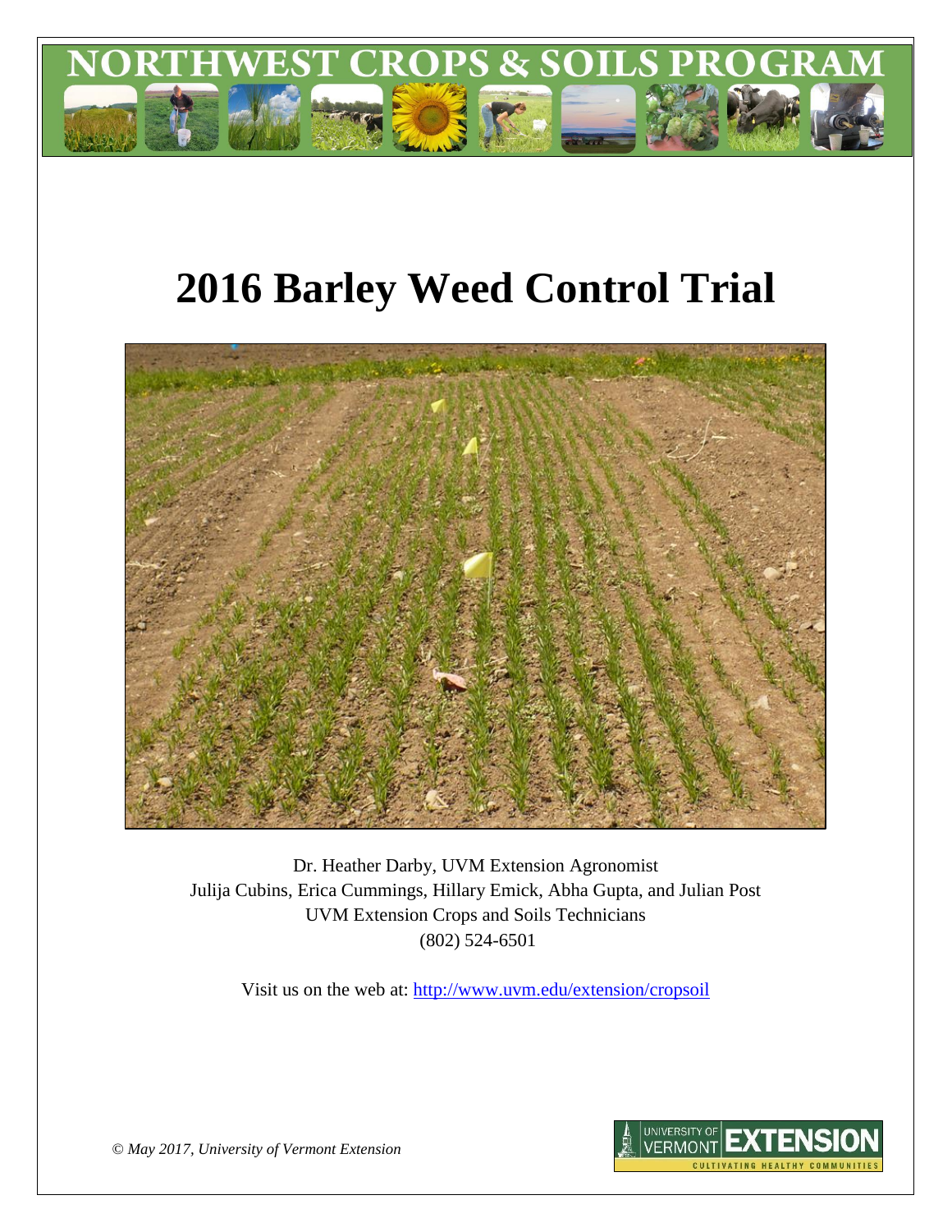NORTHWEST CROPS & SOILS PROGRAM

# 2016 Barley Weed Control Trial

Dr. Heather Darby, UVM Extension Agronomist
Julija Cubins, Erica Cummings, Hillary Emick, Abha Gupta, and Julian Post
UVM Extension Crops and Soils Technicians
(802) 524-6501

Visit us on the web at: http://www.uvm.edu/extension/cropsoil

*© May 2017, University of Vermont Extension*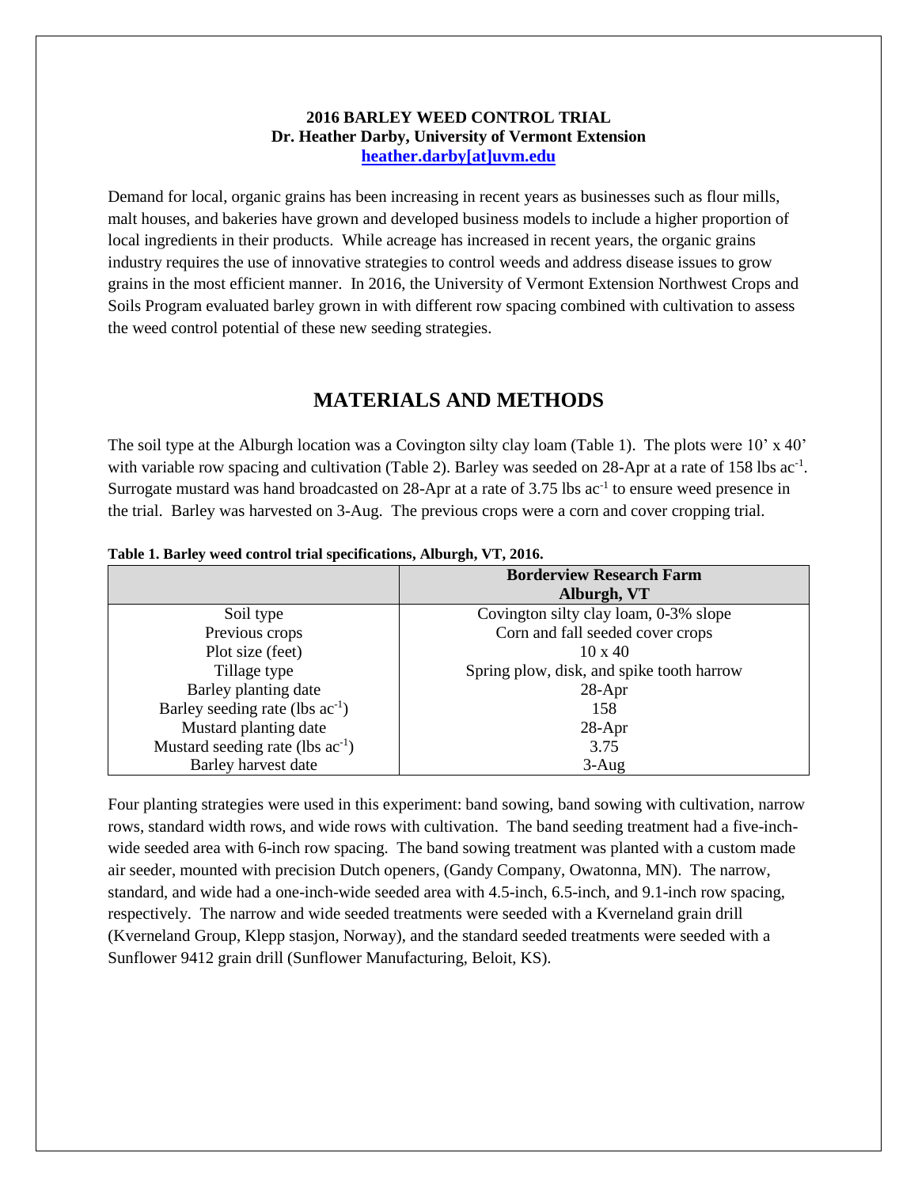**2016 BARLEY WEED CONTROL TRIAL**
**Dr. Heather Darby, University of Vermont Extension**
**heather.darby[at]uvm.edu**

Demand for local, organic grains has been increasing in recent years as businesses such as flour mills, malt houses, and bakeries have grown and developed business models to include a higher proportion of local ingredients in their products. While acreage has increased in recent years, the organic grains industry requires the use of innovative strategies to control weeds and address disease issues to grow grains in the most efficient manner. In 2016, the University of Vermont Extension Northwest Crops and Soils Program evaluated barley grown in with different row spacing combined with cultivation to assess the weed control potential of these new seeding strategies.

## MATERIALS AND METHODS

The soil type at the Alburgh location was a Covington silty clay loam (Table 1). The plots were 10' x 40' with variable row spacing and cultivation (Table 2). Barley was seeded on 28-Apr at a rate of 158 lbs ac$^{-1}$. Surrogate mustard was hand broadcasted on 28-Apr at a rate of 3.75 lbs ac$^{-1}$ to ensure weed presence in the trial. Barley was harvested on 3-Aug. The previous crops were a corn and cover cropping trial.

**Table 1. Barley weed control trial specifications, Alburgh, VT, 2016.**

| | Borderview Research Farm Alburgh, VT |
|---|---|
| Soil type | Covington silty clay loam, 0-3% slope |
| Previous crops | Corn and fall seeded cover crops |
| Plot size (feet) | 10 x 40 |
| Tillage type | Spring plow, disk, and spike tooth harrow |
| Barley planting date | 28-Apr |
| Barley seeding rate (lbs ac$^{-1}$) | 158 |
| Mustard planting date | 28-Apr |
| Mustard seeding rate (lbs ac$^{-1}$) | 3.75 |
| Barley harvest date | 3-Aug |

Four planting strategies were used in this experiment: band sowing, band sowing with cultivation, narrow rows, standard width rows, and wide rows with cultivation. The band seeding treatment had a five-inch-wide seeded area with 6-inch row spacing. The band sowing treatment was planted with a custom made air seeder, mounted with precision Dutch openers, (Gandy Company, Owatonna, MN). The narrow, standard, and wide had a one-inch-wide seeded area with 4.5-inch, 6.5-inch, and 9.1-inch row spacing, respectively. The narrow and wide seeded treatments were seeded with a Kverneland grain drill (Kverneland Group, Klepp stasjon, Norway), and the standard seeded treatments were seeded with a Sunflower 9412 grain drill (Sunflower Manufacturing, Beloit, KS).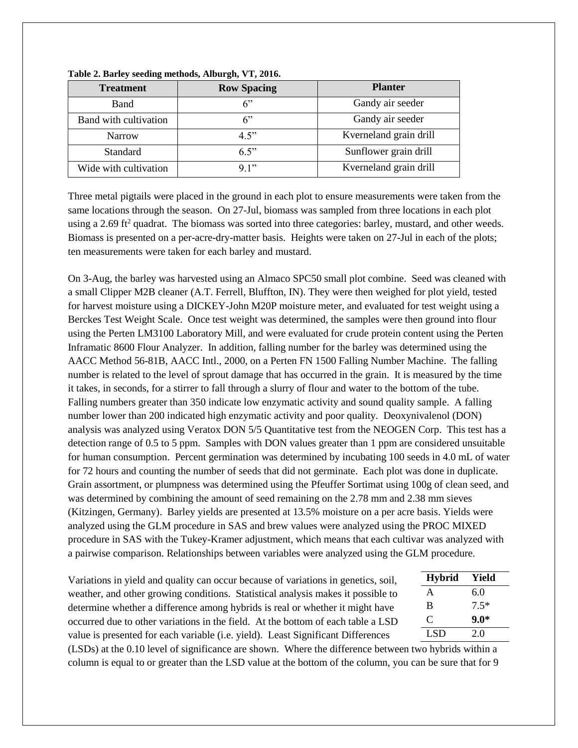**Table 2. Barley seeding methods, Alburgh, VT, 2016.**

| Treatment | Row Spacing | Planter |
|---|---|---|
| Band | 6” | Gandy air seeder |
| Band with cultivation | 6” | Gandy air seeder |
| Narrow | 4.5” | Kverneland grain drill |
| Standard | 6.5” | Sunflower grain drill |
| Wide with cultivation | 9.1” | Kverneland grain drill |

Three metal pigtails were placed in the ground in each plot to ensure measurements were taken from the same locations through the season. On 27-Jul, biomass was sampled from three locations in each plot using a 2.69 $ft^2$ quadrat. The biomass was sorted into three categories: barley, mustard, and other weeds. Biomass is presented on a per-acre-dry-matter basis. Heights were taken on 27-Jul in each of the plots; ten measurements were taken for each barley and mustard.

On 3-Aug, the barley was harvested using an Almaco SPC50 small plot combine. Seed was cleaned with a small Clipper M2B cleaner (A.T. Ferrell, Bluffton, IN). They were then weighed for plot yield, tested for harvest moisture using a DICKEY-John M20P moisture meter, and evaluated for test weight using a Berckes Test Weight Scale. Once test weight was determined, the samples were then ground into flour using the Perten LM3100 Laboratory Mill, and were evaluated for crude protein content using the Perten Inframatic 8600 Flour Analyzer. In addition, falling number for the barley was determined using the AACC Method 56-81B, AACC Intl., 2000, on a Perten FN 1500 Falling Number Machine. The falling number is related to the level of sprout damage that has occurred in the grain. It is measured by the time it takes, in seconds, for a stirrer to fall through a slurry of flour and water to the bottom of the tube. Falling numbers greater than 350 indicate low enzymatic activity and sound quality sample. A falling number lower than 200 indicated high enzymatic activity and poor quality. Deoxynivalenol (DON) analysis was analyzed using Veratox DON 5/5 Quantitative test from the NEOGEN Corp. This test has a detection range of 0.5 to 5 ppm. Samples with DON values greater than 1 ppm are considered unsuitable for human consumption. Percent germination was determined by incubating 100 seeds in 4.0 mL of water for 72 hours and counting the number of seeds that did not germinate. Each plot was done in duplicate. Grain assortment, or plumpness was determined using the Pfeuffer Sortimat using 100g of clean seed, and was determined by combining the amount of seed remaining on the 2.78 mm and 2.38 mm sieves (Kitzingen, Germany). Barley yields are presented at 13.5% moisture on a per acre basis. Yields were analyzed using the GLM procedure in SAS and brew values were analyzed using the PROC MIXED procedure in SAS with the Tukey-Kramer adjustment, which means that each cultivar was analyzed with a pairwise comparison. Relationships between variables were analyzed using the GLM procedure.

| Hybrid | Yield |
|---|---|
| A | 6.0 |
| B | 7.5* |
| C | **9.0*** |
| LSD | 2.0 |

Variations in yield and quality can occur because of variations in genetics, soil, weather, and other growing conditions. Statistical analysis makes it possible to determine whether a difference among hybrids is real or whether it might have occurred due to other variations in the field. At the bottom of each table a LSD value is presented for each variable (i.e. yield). Least Significant Differences (LSDs) at the 0.10 level of significance are shown. Where the difference between two hybrids within a column is equal to or greater than the LSD value at the bottom of the column, you can be sure that for 9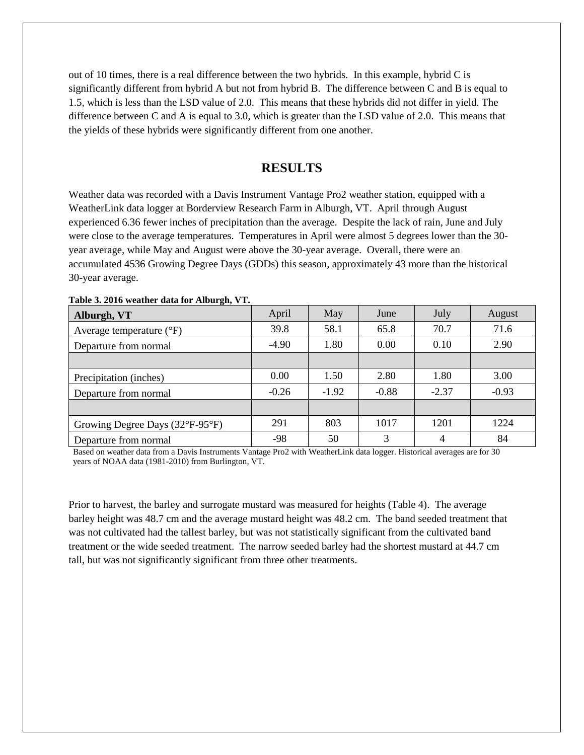out of 10 times, there is a real difference between the two hybrids. In this example, hybrid C is significantly different from hybrid A but not from hybrid B. The difference between C and B is equal to 1.5, which is less than the LSD value of 2.0. This means that these hybrids did not differ in yield. The difference between C and A is equal to 3.0, which is greater than the LSD value of 2.0. This means that the yields of these hybrids were significantly different from one another.

# RESULTS

Weather data was recorded with a Davis Instrument Vantage Pro2 weather station, equipped with a WeatherLink data logger at Borderview Research Farm in Alburgh, VT. April through August experienced 6.36 fewer inches of precipitation than the average. Despite the lack of rain, June and July were close to the average temperatures. Temperatures in April were almost 5 degrees lower than the 30-year average, while May and August were above the 30-year average. Overall, there were an accumulated 4536 Growing Degree Days (GDDs) this season, approximately 43 more than the historical 30-year average.

**Table 3. 2016 weather data for Alburgh, VT.**

| **Alburgh, VT** | April | May | June | July | August |
|---|---|---|---|---|---|
| Average temperature (°F) | 39.8 | 58.1 | 65.8 | 70.7 | 71.6 |
| Departure from normal | -4.90 | 1.80 | 0.00 | 0.10 | 2.90 |
| | | | | | |
| Precipitation (inches) | 0.00 | 1.50 | 2.80 | 1.80 | 3.00 |
| Departure from normal | -0.26 | -1.92 | -0.88 | -2.37 | -0.93 |
| | | | | | |
| Growing Degree Days (32°F-95°F) | 291 | 803 | 1017 | 1201 | 1224 |
| Departure from normal | -98 | 50 | 3 | 4 | 84 |

Based on weather data from a Davis Instruments Vantage Pro2 with WeatherLink data logger. Historical averages are for 30 years of NOAA data (1981-2010) from Burlington, VT.

Prior to harvest, the barley and surrogate mustard was measured for heights (Table 4). The average barley height was 48.7 cm and the average mustard height was 48.2 cm. The band seeded treatment that was not cultivated had the tallest barley, but was not statistically significant from the cultivated band treatment or the wide seeded treatment. The narrow seeded barley had the shortest mustard at 44.7 cm tall, but was not significantly significant from three other treatments.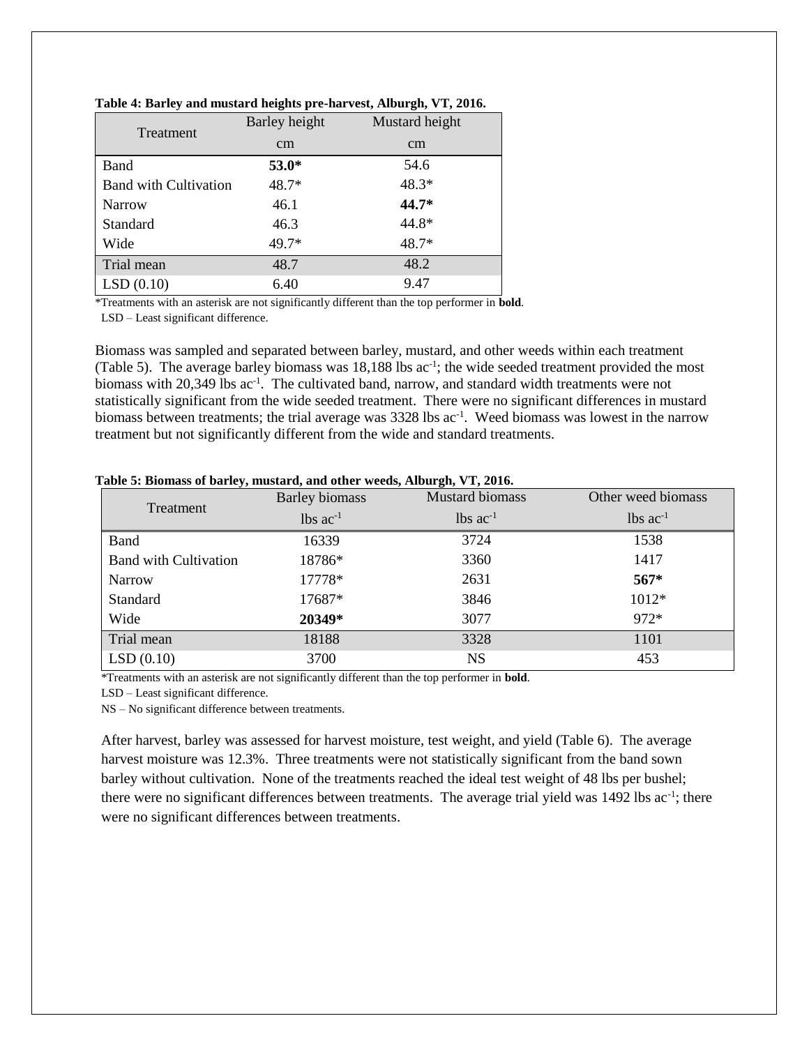**Table 4: Barley and mustard heights pre-harvest, Alburgh, VT, 2016.**

| Treatment | Barley height | Mustard height |
|---|---|---|
| | cm | cm |
| Band | **53.0*** | 54.6 |
| Band with Cultivation | 48.7* | 48.3* |
| Narrow | 46.1 | **44.7*** |
| Standard | 46.3 | 44.8* |
| Wide | 49.7* | 48.7* |
| Trial mean | 48.7 | 48.2 |
| LSD (0.10) | 6.40 | 9.47 |

*Treatments with an asterisk are not significantly different than the top performer in **bold**.
LSD – Least significant difference.

Biomass was sampled and separated between barley, mustard, and other weeds within each treatment (Table 5). The average barley biomass was 18,188 lbs $ac^{-1}$; the wide seeded treatment provided the most biomass with 20,349 lbs $ac^{-1}$. The cultivated band, narrow, and standard width treatments were not statistically significant from the wide seeded treatment. There were no significant differences in mustard biomass between treatments; the trial average was 3328 lbs $ac^{-1}$. Weed biomass was lowest in the narrow treatment but not significantly different from the wide and standard treatments.

**Table 5: Biomass of barley, mustard, and other weeds, Alburgh, VT, 2016.**

| Treatment | Barley biomass | Mustard biomass | Other weed biomass |
|---|---|---|---|
| | lbs $ac^{-1}$ | lbs $ac^{-1}$ | lbs $ac^{-1}$ |
| Band | 16339 | 3724 | 1538 |
| Band with Cultivation | 18786* | 3360 | 1417 |
| Narrow | 17778* | 2631 | **567*** |
| Standard | 17687* | 3846 | 1012* |
| Wide | **20349*** | 3077 | 972* |
| Trial mean | 18188 | 3328 | 1101 |
| LSD (0.10) | 3700 | NS | 453 |

*Treatments with an asterisk are not significantly different than the top performer in **bold**.
LSD – Least significant difference.
NS – No significant difference between treatments.

After harvest, barley was assessed for harvest moisture, test weight, and yield (Table 6). The average harvest moisture was 12.3%. Three treatments were not statistically significant from the band sown barley without cultivation. None of the treatments reached the ideal test weight of 48 lbs per bushel; there were no significant differences between treatments. The average trial yield was 1492 lbs $ac^{-1}$; there were no significant differences between treatments.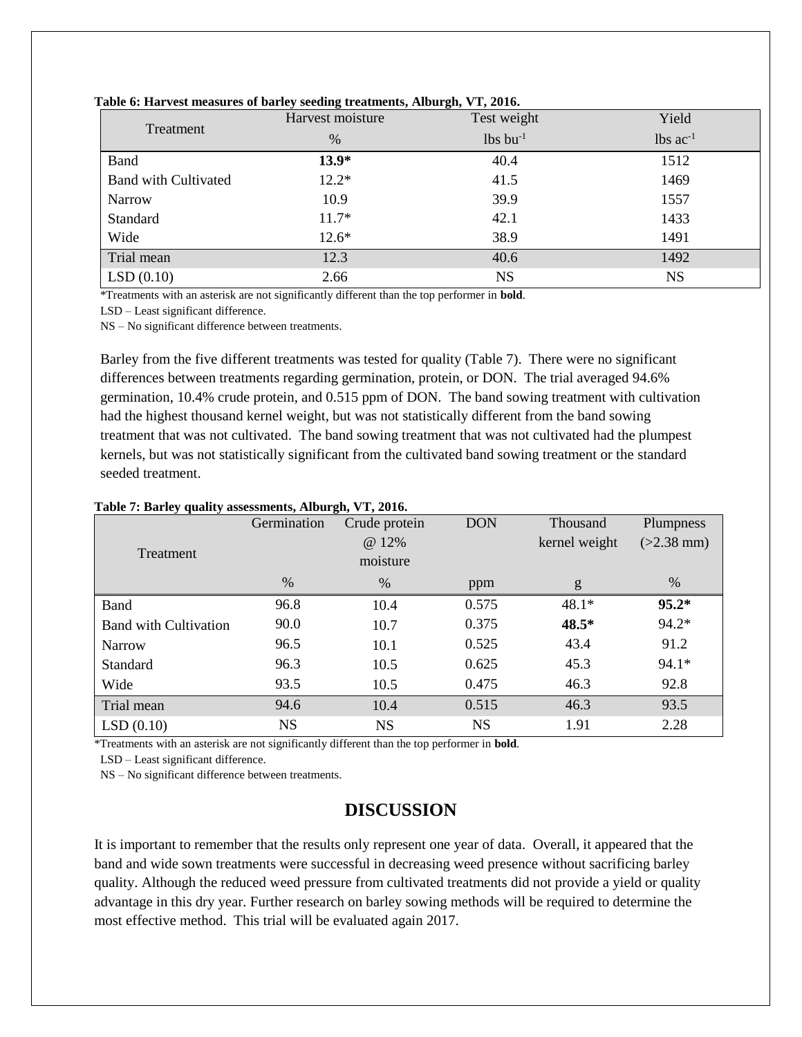**Table 6: Harvest measures of barley seeding treatments, Alburgh, VT, 2016.**

| Treatment | Harvest moisture | Test weight | Yield |
|---|---|---|---|
| | % | lbs bu$^{-1}$ | lbs ac$^{-1}$ |
| Band | **13.9*** | 40.4 | 1512 |
| Band with Cultivated | 12.2* | 41.5 | 1469 |
| Narrow | 10.9 | 39.9 | 1557 |
| Standard | 11.7* | 42.1 | 1433 |
| Wide | 12.6* | 38.9 | 1491 |
| Trial mean | 12.3 | 40.6 | 1492 |
| LSD (0.10) | 2.66 | NS | NS |

*Treatments with an asterisk are not significantly different than the top performer in **bold**.

LSD – Least significant difference.

NS – No significant difference between treatments.

Barley from the five different treatments was tested for quality (Table 7). There were no significant differences between treatments regarding germination, protein, or DON. The trial averaged 94.6% germination, 10.4% crude protein, and 0.515 ppm of DON. The band sowing treatment with cultivation had the highest thousand kernel weight, but was not statistically different from the band sowing treatment that was not cultivated. The band sowing treatment that was not cultivated had the plumpest kernels, but was not statistically significant from the cultivated band sowing treatment or the standard seeded treatment.

**Table 7: Barley quality assessments, Alburgh, VT, 2016.**

| Treatment | Germination | Crude protein @ 12% moisture | DON | Thousand kernel weight | Plumpness (>2.38 mm) |
|---|---|---|---|---|---|
| | % | % | ppm | g | % |
| Band | 96.8 | 10.4 | 0.575 | 48.1* | **95.2*** |
| Band with Cultivation | 90.0 | 10.7 | 0.375 | **48.5*** | 94.2* |
| Narrow | 96.5 | 10.1 | 0.525 | 43.4 | 91.2 |
| Standard | 96.3 | 10.5 | 0.625 | 45.3 | 94.1* |
| Wide | 93.5 | 10.5 | 0.475 | 46.3 | 92.8 |
| Trial mean | 94.6 | 10.4 | 0.515 | 46.3 | 93.5 |
| LSD (0.10) | NS | NS | NS | 1.91 | 2.28 |

*Treatments with an asterisk are not significantly different than the top performer in **bold**.

LSD – Least significant difference.

NS – No significant difference between treatments.

## DISCUSSION

It is important to remember that the results only represent one year of data. Overall, it appeared that the band and wide sown treatments were successful in decreasing weed presence without sacrificing barley quality. Although the reduced weed pressure from cultivated treatments did not provide a yield or quality advantage in this dry year. Further research on barley sowing methods will be required to determine the most effective method. This trial will be evaluated again 2017.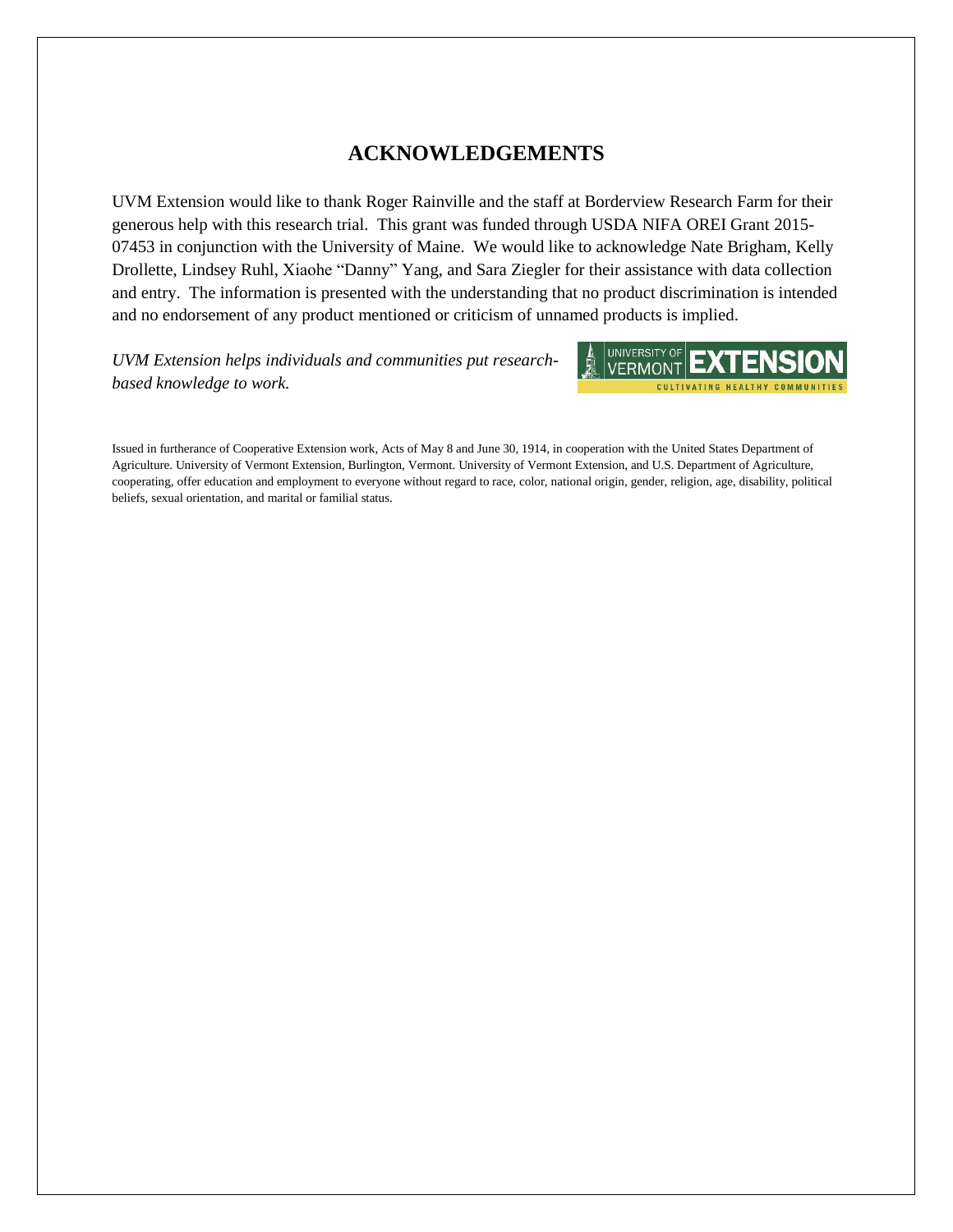# ACKNOWLEDGEMENTS

UVM Extension would like to thank Roger Rainville and the staff at Borderview Research Farm for their generous help with this research trial. This grant was funded through USDA NIFA OREI Grant 2015-07453 in conjunction with the University of Maine. We would like to acknowledge Nate Brigham, Kelly Drollette, Lindsey Ruhl, Xiaohe "Danny" Yang, and Sara Ziegler for their assistance with data collection and entry. The information is presented with the understanding that no product discrimination is intended and no endorsement of any product mentioned or criticism of unnamed products is implied.

*UVM Extension helps individuals and communities put research-based knowledge to work.*

UNIVERSITY OF VERMONT EXTENSION
CULTIVATING HEALTHY COMMUNITIES

Issued in furtherance of Cooperative Extension work, Acts of May 8 and June 30, 1914, in cooperation with the United States Department of Agriculture. University of Vermont Extension, Burlington, Vermont. University of Vermont Extension, and U.S. Department of Agriculture, cooperating, offer education and employment to everyone without regard to race, color, national origin, gender, religion, age, disability, political beliefs, sexual orientation, and marital or familial status.